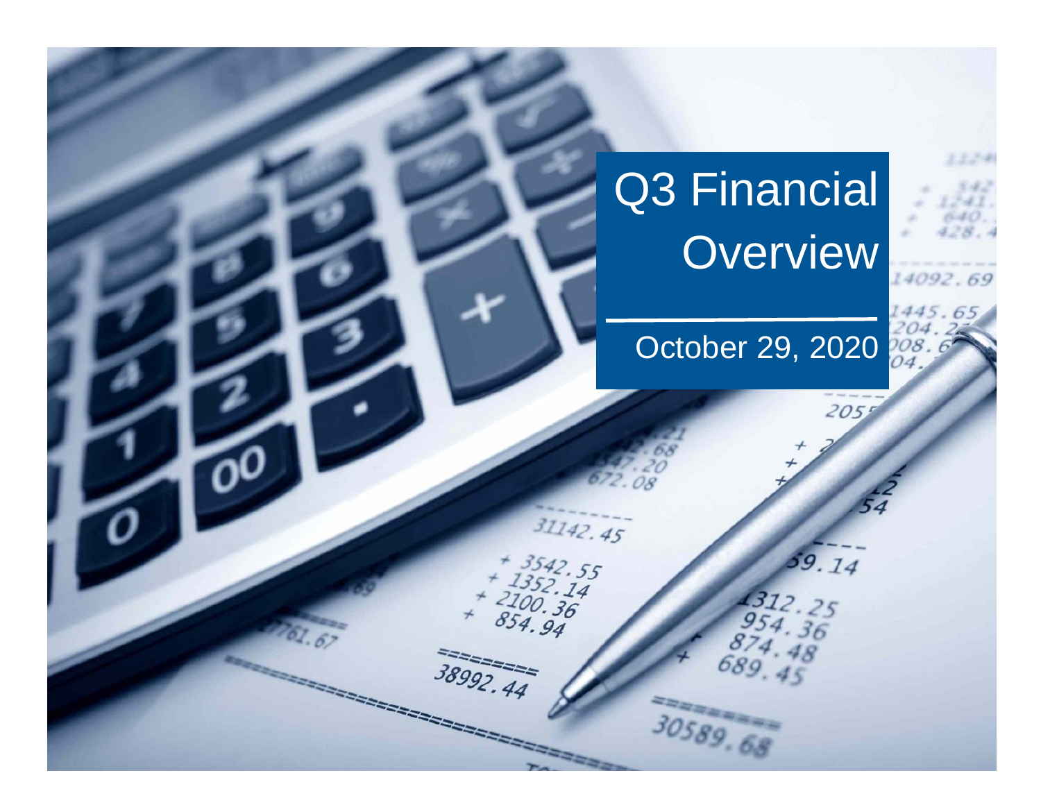# Q3 Financial Overview

October 29, 2020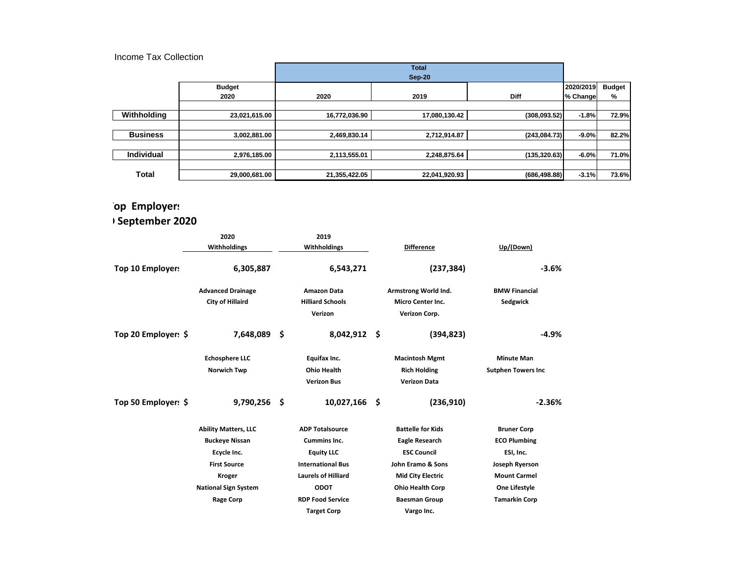Income Tax Collection

| | Budget 2020 | Total Sep-20 2020 | 2019 | Diff | 2020/2019 % Change | Budget % |
|---|---|---|---|---|---|---|
| **Withholding** | 23,021,615.00 | 16,772,036.90 | 17,080,130.42 | (308,093.52) | -1.8% | 72.9% |
| **Business** | 3,002,881.00 | 2,469,830.14 | 2,712,914.87 | (243,084.73) | -9.0% | 82.2% |
| **Individual** | 2,976,185.00 | 2,113,555.01 | 2,248,875.64 | (135,320.63) | -6.0% | 71.0% |
| **Total** | 29,000,681.00 | 21,355,422.05 | 22,041,920.93 | (686,498.88) | -3.1% | 73.6% |

## 'op Employers
## ) September 2020

| | 2020 Withholdings | 2019 Withholdings | Difference | Up/(Down) |
|---|---|---|---|---|
| **Top 10 Employers** | 6,305,887 | 6,543,271 | (237,384) | -3.6% |
| **Top 20 Employers** | $ 7,648,089 | $ 8,042,912 | $ (394,823) | -4.9% |
| **Top 50 Employers** | $ 9,790,256 | $ 10,027,166 | $ (236,910) | -2.36% |

**Top 10 Employers:**

| | | | |
|---|---|---|---|
| Advanced Drainage | Amazon Data | Armstrong World Ind. | BMW Financial |
| City of Hillaird | Hilliard Schools | Micro Center Inc. | Sedgwick |
| | Verizon | Verizon Corp. | |

**Top 20 Employers:**

| | | | |
|---|---|---|---|
| Echosphere LLC | Equifax Inc. | Macintosh Mgmt | Minute Man |
| Norwich Twp | Ohio Health | Rich Holding | Sutphen Towers Inc |
| | Verizon Bus | Verizon Data | |

**Top 50 Employers:**

| | | | |
|---|---|---|---|
| Ability Matters, LLC | ADP Totalsource | Battelle for Kids | Bruner Corp |
| Buckeye Nissan | Cummins Inc. | Eagle Research | ECO Plumbing |
| Ecycle Inc. | Equity LLC | ESC Council | ESI, Inc. |
| First Source | International Bus | John Eramo & Sons | Joseph Ryerson |
| Kroger | Laurels of Hilliard | Mid City Electric | Mount Carmel |
| National Sign System | ODOT | Ohio Health Corp | One Lifestyle |
| Rage Corp | RDP Food Service | Baesman Group | Tamarkin Corp |
| | Target Corp | Vargo Inc. | |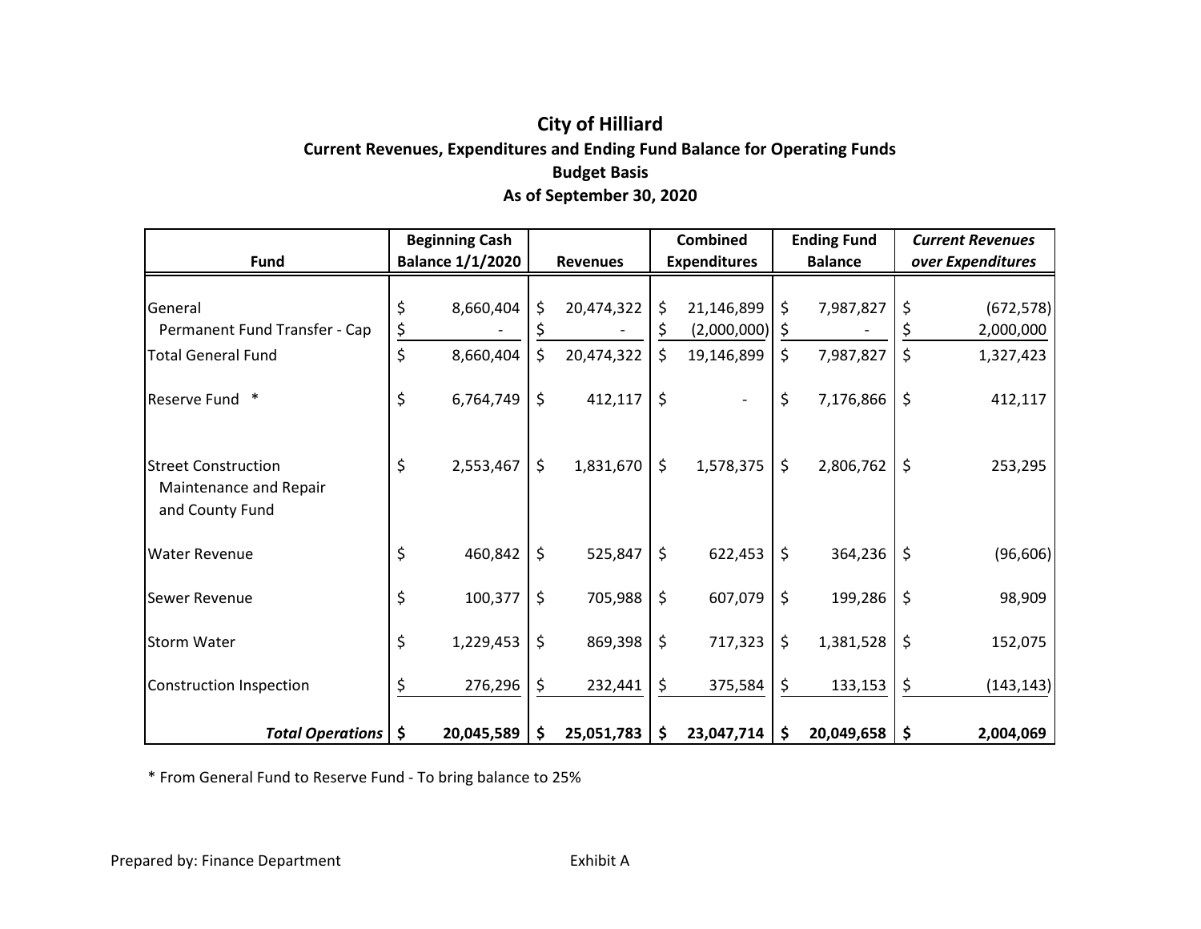# City of Hilliard

## Current Revenues, Expenditures and Ending Fund Balance for Operating Funds

### Budget Basis

### As of September 30, 2020

| Fund | Beginning Cash Balance 1/1/2020 | Revenues | Combined Expenditures | Ending Fund Balance | *Current Revenues over Expenditures* |
|---|---|---|---|---|---|
| General | $ 8,660,404 | $ 20,474,322 | $ 21,146,899 | $ 7,987,827 | $ (672,578) |
| Permanent Fund Transfer - Cap | $ - | $ - | $ (2,000,000) | $ - | $ 2,000,000 |
| Total General Fund | $ 8,660,404 | $ 20,474,322 | $ 19,146,899 | $ 7,987,827 | $ 1,327,423 |
| Reserve Fund * | $ 6,764,749 | $ 412,117 | $ - | $ 7,176,866 | $ 412,117 |
| Street Construction Maintenance and Repair and County Fund | $ 2,553,467 | $ 1,831,670 | $ 1,578,375 | $ 2,806,762 | $ 253,295 |
| Water Revenue | $ 460,842 | $ 525,847 | $ 622,453 | $ 364,236 | $ (96,606) |
| Sewer Revenue | $ 100,377 | $ 705,988 | $ 607,079 | $ 199,286 | $ 98,909 |
| Storm Water | $ 1,229,453 | $ 869,398 | $ 717,323 | $ 1,381,528 | $ 152,075 |
| Construction Inspection | $ 276,296 | $ 232,441 | $ 375,584 | $ 133,153 | $ (143,143) |
| ***Total Operations*** | **$ 20,045,589** | **$ 25,051,783** | **$ 23,047,714** | **$ 20,049,658** | **$ 2,004,069** |

* From General Fund to Reserve Fund - To bring balance to 25%

Prepared by: Finance Department

Exhibit A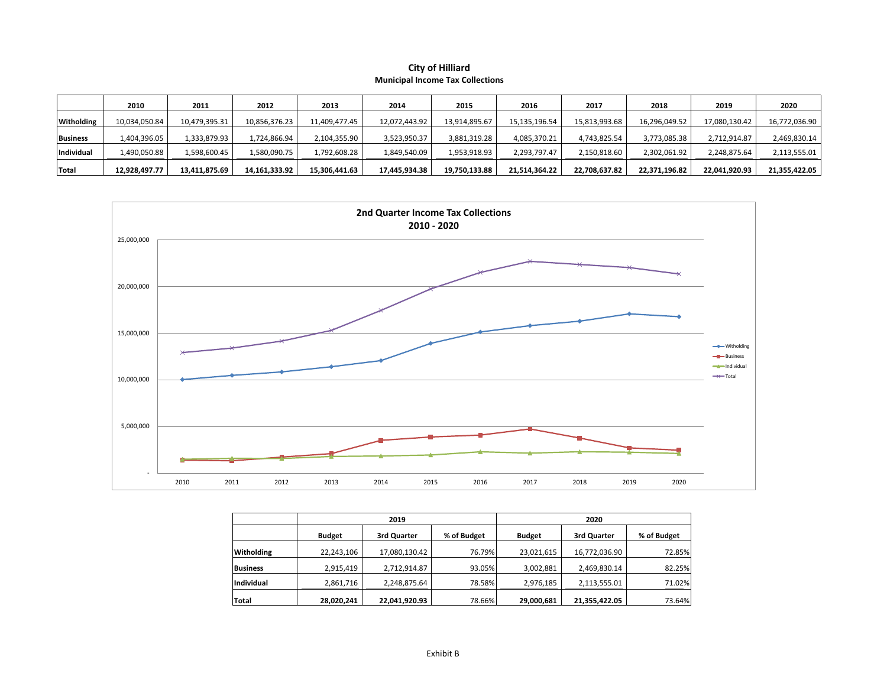# City of Hilliard

## Municipal Income Tax Collections

| | 2010 | 2011 | 2012 | 2013 | 2014 | 2015 | 2016 | 2017 | 2018 | 2019 | 2020 |
|---|---|---|---|---|---|---|---|---|---|---|---|
| **Witholding** | 10,034,050.84 | 10,479,395.31 | 10,856,376.23 | 11,409,477.45 | 12,072,443.92 | 13,914,895.67 | 15,135,196.54 | 15,813,993.68 | 16,296,049.52 | 17,080,130.42 | 16,772,036.90 |
| **Business** | 1,404,396.05 | 1,333,879.93 | 1,724,866.94 | 2,104,355.90 | 3,523,950.37 | 3,881,319.28 | 4,085,370.21 | 4,743,825.54 | 3,773,085.38 | 2,712,914.87 | 2,469,830.14 |
| **Individual** | 1,490,050.88 | 1,598,600.45 | 1,580,090.75 | 1,792,608.28 | 1,849,540.09 | 1,953,918.93 | 2,293,797.47 | 2,150,818.60 | 2,302,061.92 | 2,248,875.64 | 2,113,555.01 |
| **Total** | **12,928,497.77** | **13,411,875.69** | **14,161,333.92** | **15,306,441.63** | **17,445,934.38** | **19,750,133.88** | **21,514,364.22** | **22,708,637.82** | **22,371,196.82** | **22,041,920.93** | **21,355,422.05** |

**2nd Quarter Income Tax Collections 2010 - 2020**

| | 2019 | | | 2020 | | |
|---|---|---|---|---|---|---|
| | **Budget** | **3rd Quarter** | **% of Budget** | **Budget** | **3rd Quarter** | **% of Budget** |
| **Witholding** | 22,243,106 | 17,080,130.42 | 76.79% | 23,021,615 | 16,772,036.90 | 72.85% |
| **Business** | 2,915,419 | 2,712,914.87 | 93.05% | 3,002,881 | 2,469,830.14 | 82.25% |
| **Individual** | 2,861,716 | 2,248,875.64 | 78.58% | 2,976,185 | 2,113,555.01 | 71.02% |
| **Total** | **28,020,241** | **22,041,920.93** | 78.66% | **29,000,681** | **21,355,422.05** | 73.64% |

Exhibit B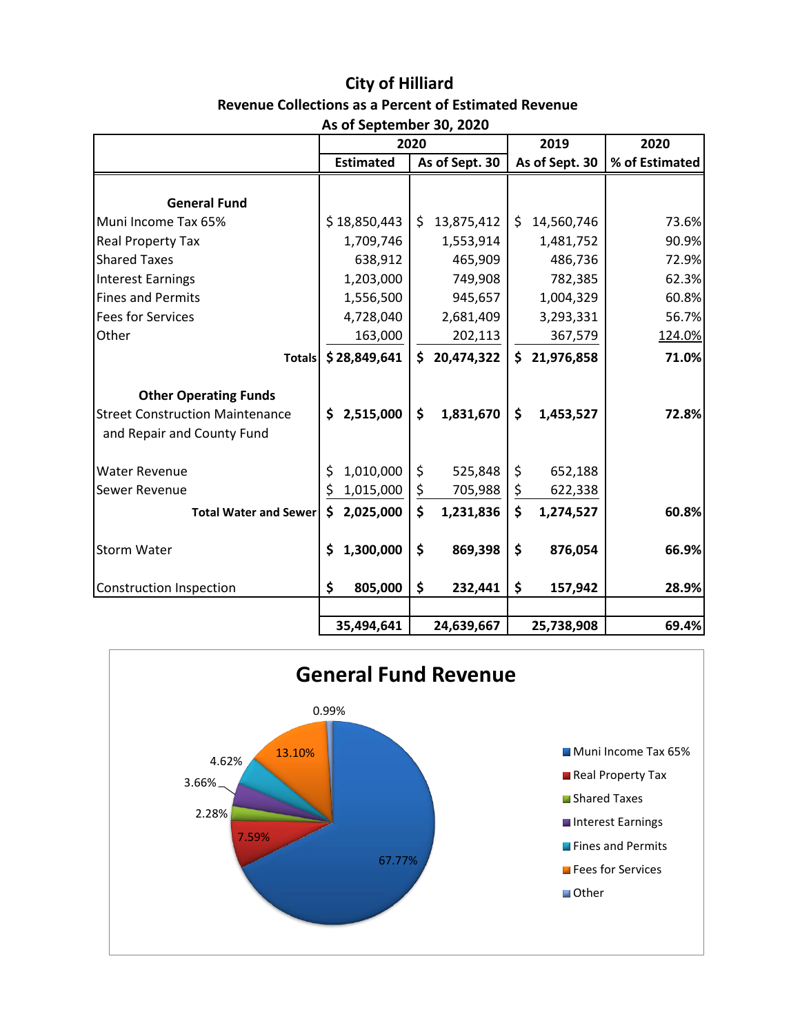# City of Hilliard

## Revenue Collections as a Percent of Estimated Revenue

### As of September 30, 2020

| | 2020 | | 2019 | 2020 |
|---|---|---|---|---|
| | Estimated | As of Sept. 30 | As of Sept. 30 | % of Estimated |
| **General Fund** | | | | |
| Muni Income Tax 65% | $ 18,850,443 | $ 13,875,412 | $ 14,560,746 | 73.6% |
| Real Property Tax | 1,709,746 | 1,553,914 | 1,481,752 | 90.9% |
| Shared Taxes | 638,912 | 465,909 | 486,736 | 72.9% |
| Interest Earnings | 1,203,000 | 749,908 | 782,385 | 62.3% |
| Fines and Permits | 1,556,500 | 945,657 | 1,004,329 | 60.8% |
| Fees for Services | 4,728,040 | 2,681,409 | 3,293,331 | 56.7% |
| Other | 163,000 | 202,113 | 367,579 | 124.0% |
| **Totals** | **$ 28,849,641** | **$ 20,474,322** | **$ 21,976,858** | **71.0%** |
| **Other Operating Funds** | | | | |
| Street Construction Maintenance and Repair and County Fund | **$ 2,515,000** | **$ 1,831,670** | **$ 1,453,527** | **72.8%** |
| Water Revenue | $ 1,010,000 | $ 525,848 | $ 652,188 | |
| Sewer Revenue | $ 1,015,000 | $ 705,988 | $ 622,338 | |
| **Total Water and Sewer** | **$ 2,025,000** | **$ 1,231,836** | **$ 1,274,527** | **60.8%** |
| Storm Water | **$ 1,300,000** | **$ 869,398** | **$ 876,054** | **66.9%** |
| Construction Inspection | **$ 805,000** | **$ 232,441** | **$ 157,942** | **28.9%** |
| | **35,494,641** | **24,639,667** | **25,738,908** | **69.4%** |

## General Fund Revenue

| Category | Percent |
|---|---|
| Muni Income Tax 65% | 67.77% |
| Real Property Tax | 7.59% |
| Shared Taxes | 2.28% |
| Interest Earnings | 3.66% |
| Fines and Permits | 4.62% |
| Fees for Services | 13.10% |
| Other | 0.99% |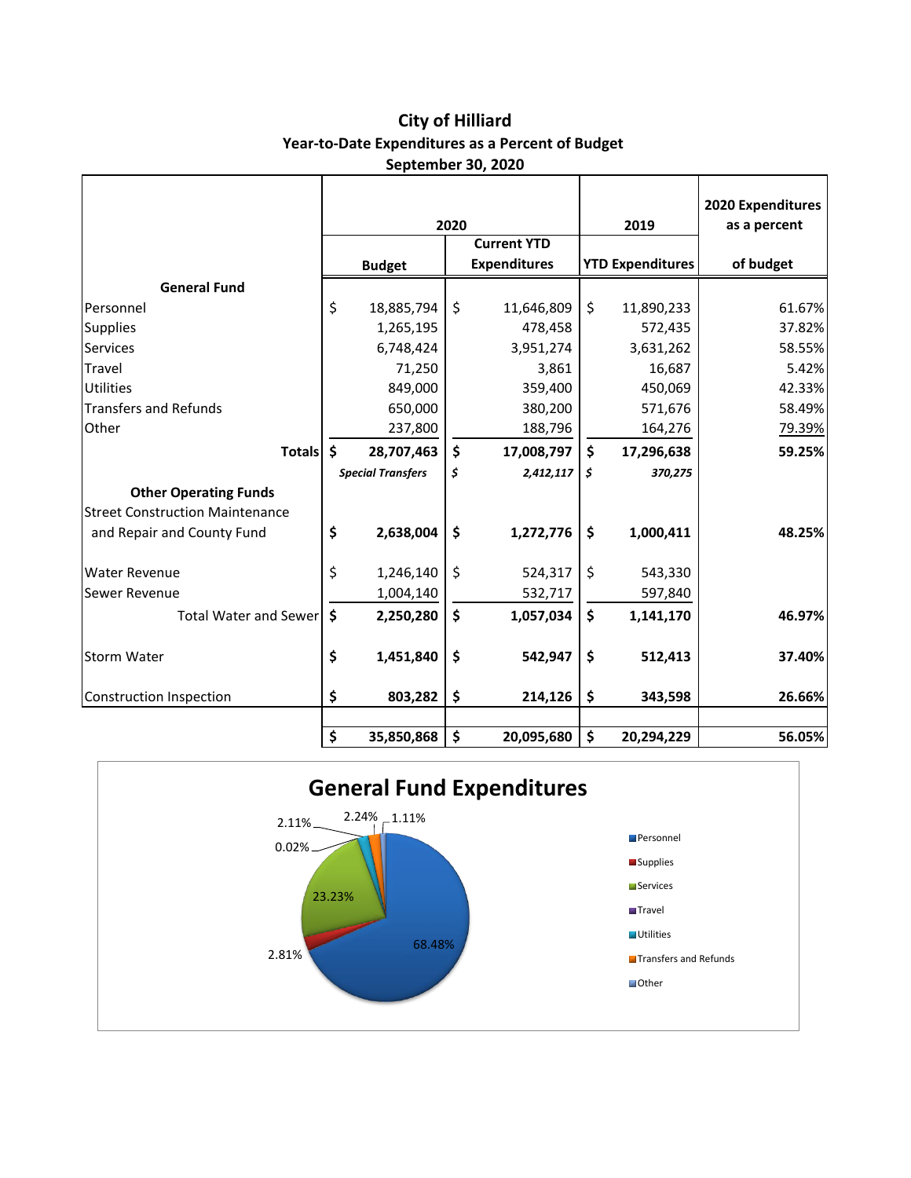# City of Hilliard

## Year-to-Date Expenditures as a Percent of Budget

### September 30, 2020

| | 2020 Budget | 2020 Current YTD Expenditures | 2019 YTD Expenditures | 2020 Expenditures as a percent of budget |
|---|---|---|---|---|
| **General Fund** | | | | |
| Personnel | $ 18,885,794 | $ 11,646,809 | $ 11,890,233 | 61.67% |
| Supplies | 1,265,195 | 478,458 | 572,435 | 37.82% |
| Services | 6,748,424 | 3,951,274 | 3,631,262 | 58.55% |
| Travel | 71,250 | 3,861 | 16,687 | 5.42% |
| Utilities | 849,000 | 359,400 | 450,069 | 42.33% |
| Transfers and Refunds | 650,000 | 380,200 | 571,676 | 58.49% |
| Other | 237,800 | 188,796 | 164,276 | 79.39% |
| **Totals** | **$ 28,707,463** | **$ 17,008,797** | **$ 17,296,638** | **59.25%** |
| | ***Special Transfers*** | ***$ 2,412,117*** | ***$ 370,275*** | |
| **Other Operating Funds** | | | | |
| Street Construction Maintenance and Repair and County Fund | **$ 2,638,004** | **$ 1,272,776** | **$ 1,000,411** | **48.25%** |
| Water Revenue | $ 1,246,140 | $ 524,317 | $ 543,330 | |
| Sewer Revenue | 1,004,140 | 532,717 | 597,840 | |
| Total Water and Sewer | **$ 2,250,280** | **$ 1,057,034** | **$ 1,141,170** | **46.97%** |
| Storm Water | **$ 1,451,840** | **$ 542,947** | **$ 512,413** | **37.40%** |
| Construction Inspection | **$ 803,282** | **$ 214,126** | **$ 343,598** | **26.66%** |
| | **$ 35,850,868** | **$ 20,095,680** | **$ 20,294,229** | **56.05%** |

General Fund Expenditures

68.48%
23.23%
2.81%
2.11%
0.02%
2.24%
1.11%

Personnel
Supplies
Services
Travel
Utilities
Transfers and Refunds
Other